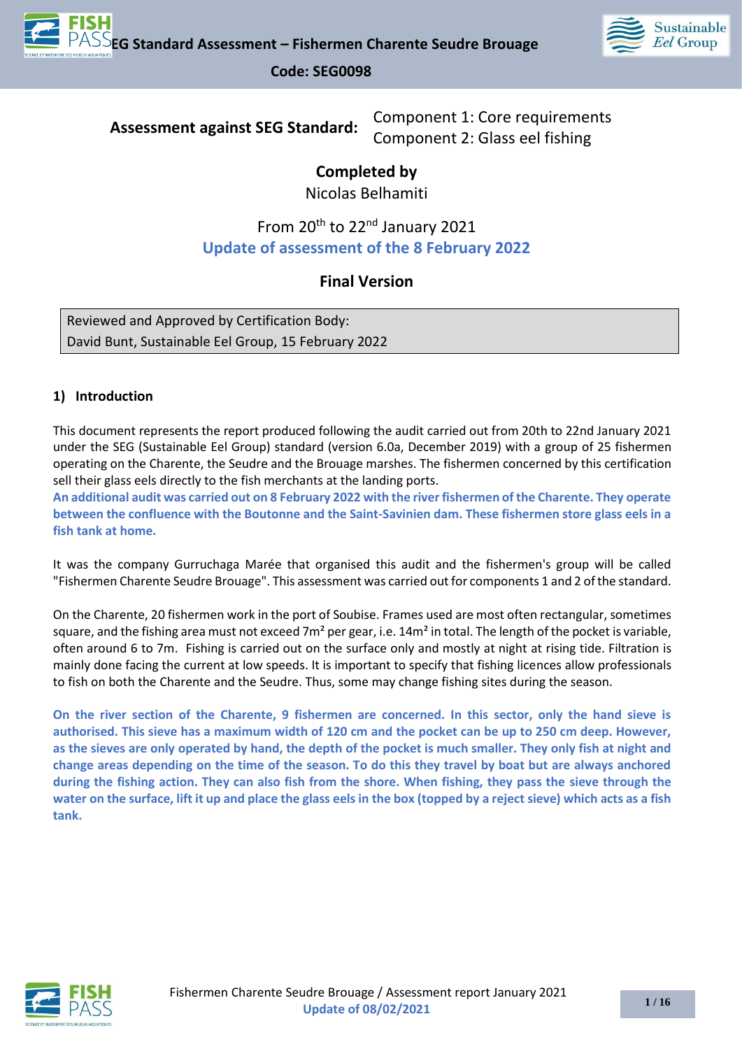**Assessment against SEG Standard:** Component 1: Core requirements
Component 2: Glass eel fishing

**Completed by**
Nicolas Belhamiti

From 20th to 22nd January 2021
**Update of assessment of the 8 February 2022**

**Final Version**

| Reviewed and Approved by Certification Body: David Bunt, Sustainable Eel Group, 15 February 2022 |
| --- |

## 1) Introduction

This document represents the report produced following the audit carried out from 20th to 22nd January 2021 under the SEG (Sustainable Eel Group) standard (version 6.0a, December 2019) with a group of 25 fishermen operating on the Charente, the Seudre and the Brouage marshes. The fishermen concerned by this certification sell their glass eels directly to the fish merchants at the landing ports.
**An additional audit was carried out on 8 February 2022 with the river fishermen of the Charente. They operate between the confluence with the Boutonne and the Saint-Savinien dam. These fishermen store glass eels in a fish tank at home.**

It was the company Gurruchaga Marée that organised this audit and the fishermen's group will be called "Fishermen Charente Seudre Brouage". This assessment was carried out for components 1 and 2 of the standard.

On the Charente, 20 fishermen work in the port of Soubise. Frames used are most often rectangular, sometimes square, and the fishing area must not exceed 7m² per gear, i.e. 14m² in total. The length of the pocket is variable, often around 6 to 7m. Fishing is carried out on the surface only and mostly at night at rising tide. Filtration is mainly done facing the current at low speeds. It is important to specify that fishing licences allow professionals to fish on both the Charente and the Seudre. Thus, some may change fishing sites during the season.

**On the river section of the Charente, 9 fishermen are concerned. In this sector, only the hand sieve is authorised. This sieve has a maximum width of 120 cm and the pocket can be up to 250 cm deep. However, as the sieves are only operated by hand, the depth of the pocket is much smaller. They only fish at night and change areas depending on the time of the season. To do this they travel by boat but are always anchored during the fishing action. They can also fish from the shore. When fishing, they pass the sieve through the water on the surface, lift it up and place the glass eels in the box (topped by a reject sieve) which acts as a fish tank.**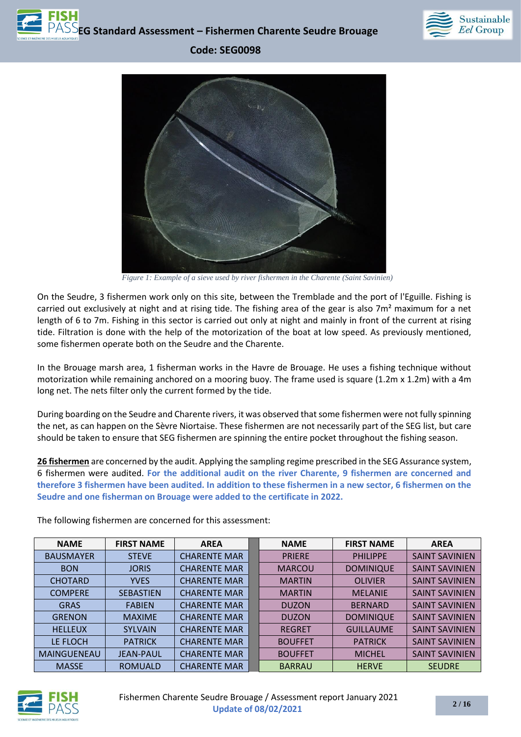*Figure 1: Example of a sieve used by river fishermen in the Charente (Saint Savinien)*

On the Seudre, 3 fishermen work only on this site, between the Tremblade and the port of l'Eguille. Fishing is carried out exclusively at night and at rising tide. The fishing area of the gear is also 7m² maximum for a net length of 6 to 7m. Fishing in this sector is carried out only at night and mainly in front of the current at rising tide. Filtration is done with the help of the motorization of the boat at low speed. As previously mentioned, some fishermen operate both on the Seudre and the Charente.

In the Brouage marsh area, 1 fisherman works in the Havre de Brouage. He uses a fishing technique without motorization while remaining anchored on a mooring buoy. The frame used is square (1.2m x 1.2m) with a 4m long net. The nets filter only the current formed by the tide.

During boarding on the Seudre and Charente rivers, it was observed that some fishermen were not fully spinning the net, as can happen on the Sèvre Niortaise. These fishermen are not necessarily part of the SEG list, but care should be taken to ensure that SEG fishermen are spinning the entire pocket throughout the fishing season.

**26 fishermen** are concerned by the audit. Applying the sampling regime prescribed in the SEG Assurance system, 6 fishermen were audited. **For the additional audit on the river Charente, 9 fishermen are concerned and therefore 3 fishermen have been audited. In addition to these fishermen in a new sector, 6 fishermen on the Seudre and one fisherman on Brouage were added to the certificate in 2022.**

The following fishermen are concerned for this assessment:

| NAME | FIRST NAME | AREA | | NAME | FIRST NAME | AREA |
|---|---|---|---|---|---|---|
| BAUSMAYER | STEVE | CHARENTE MAR | | PRIERE | PHILIPPE | SAINT SAVINIEN |
| BON | JORIS | CHARENTE MAR | | MARCOU | DOMINIQUE | SAINT SAVINIEN |
| CHOTARD | YVES | CHARENTE MAR | | MARTIN | OLIVIER | SAINT SAVINIEN |
| COMPERE | SEBASTIEN | CHARENTE MAR | | MARTIN | MELANIE | SAINT SAVINIEN |
| GRAS | FABIEN | CHARENTE MAR | | DUZON | BERNARD | SAINT SAVINIEN |
| GRENON | MAXIME | CHARENTE MAR | | DUZON | DOMINIQUE | SAINT SAVINIEN |
| HELLEUX | SYLVAIN | CHARENTE MAR | | REGRET | GUILLAUME | SAINT SAVINIEN |
| LE FLOCH | PATRICK | CHARENTE MAR | | BOUFFET | PATRICK | SAINT SAVINIEN |
| MAINGUENEAU | JEAN-PAUL | CHARENTE MAR | | BOUFFET | MICHEL | SAINT SAVINIEN |
| MASSE | ROMUALD | CHARENTE MAR | | BARRAU | HERVE | SEUDRE |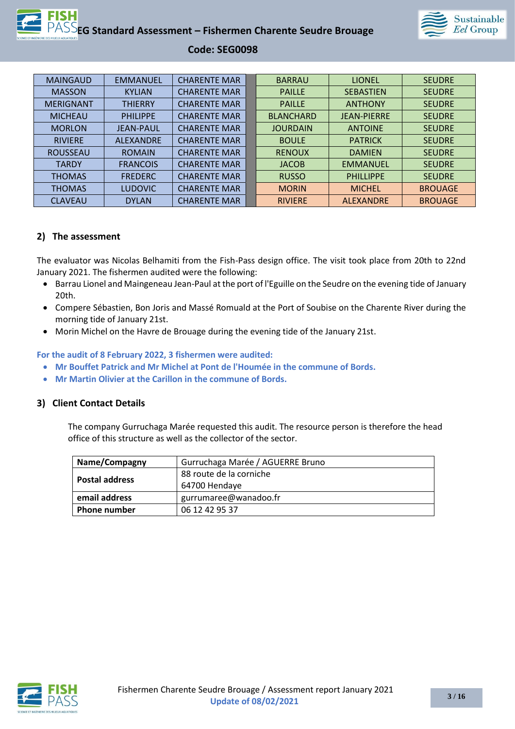| MAINGAUD | EMMANUEL | CHARENTE MAR | | BARRAU | LIONEL | SEUDRE |
|---|---|---|---|---|---|---|
| MASSON | KYLIAN | CHARENTE MAR | | PAILLE | SEBASTIEN | SEUDRE |
| MERIGNANT | THIERRY | CHARENTE MAR | | PAILLE | ANTHONY | SEUDRE |
| MICHEAU | PHILIPPE | CHARENTE MAR | | BLANCHARD | JEAN-PIERRE | SEUDRE |
| MORLON | JEAN-PAUL | CHARENTE MAR | | JOURDAIN | ANTOINE | SEUDRE |
| RIVIERE | ALEXANDRE | CHARENTE MAR | | BOULE | PATRICK | SEUDRE |
| ROUSSEAU | ROMAIN | CHARENTE MAR | | RENOUX | DAMIEN | SEUDRE |
| TARDY | FRANCOIS | CHARENTE MAR | | JACOB | EMMANUEL | SEUDRE |
| THOMAS | FREDERC | CHARENTE MAR | | RUSSO | PHILLIPPE | SEUDRE |
| THOMAS | LUDOVIC | CHARENTE MAR | | MORIN | MICHEL | BROUAGE |
| CLAVEAU | DYLAN | CHARENTE MAR | | RIVIERE | ALEXANDRE | BROUAGE |

## 2) The assessment

The evaluator was Nicolas Belhamiti from the Fish-Pass design office. The visit took place from 20th to 22nd January 2021. The fishermen audited were the following:

- Barrau Lionel and Maingeneau Jean-Paul at the port of l'Eguille on the Seudre on the evening tide of January 20th.
- Compere Sébastien, Bon Joris and Massé Romuald at the Port of Soubise on the Charente River during the morning tide of January 21st.
- Morin Michel on the Havre de Brouage during the evening tide of the January 21st.

**For the audit of 8 February 2022, 3 fishermen were audited:**

- **Mr Bouffet Patrick and Mr Michel at Pont de l'Houmée in the commune of Bords.**
- **Mr Martin Olivier at the Carillon in the commune of Bords.**

## 3) Client Contact Details

The company Gurruchaga Marée requested this audit. The resource person is therefore the head office of this structure as well as the collector of the sector.

| **Name/Compagny** | Gurruchaga Marée / AGUERRE Bruno |
|---|---|
| **Postal address** | 88 route de la corniche<br>64700 Hendaye |
| **email address** | gurrumaree@wanadoo.fr |
| **Phone number** | 06 12 42 95 37 |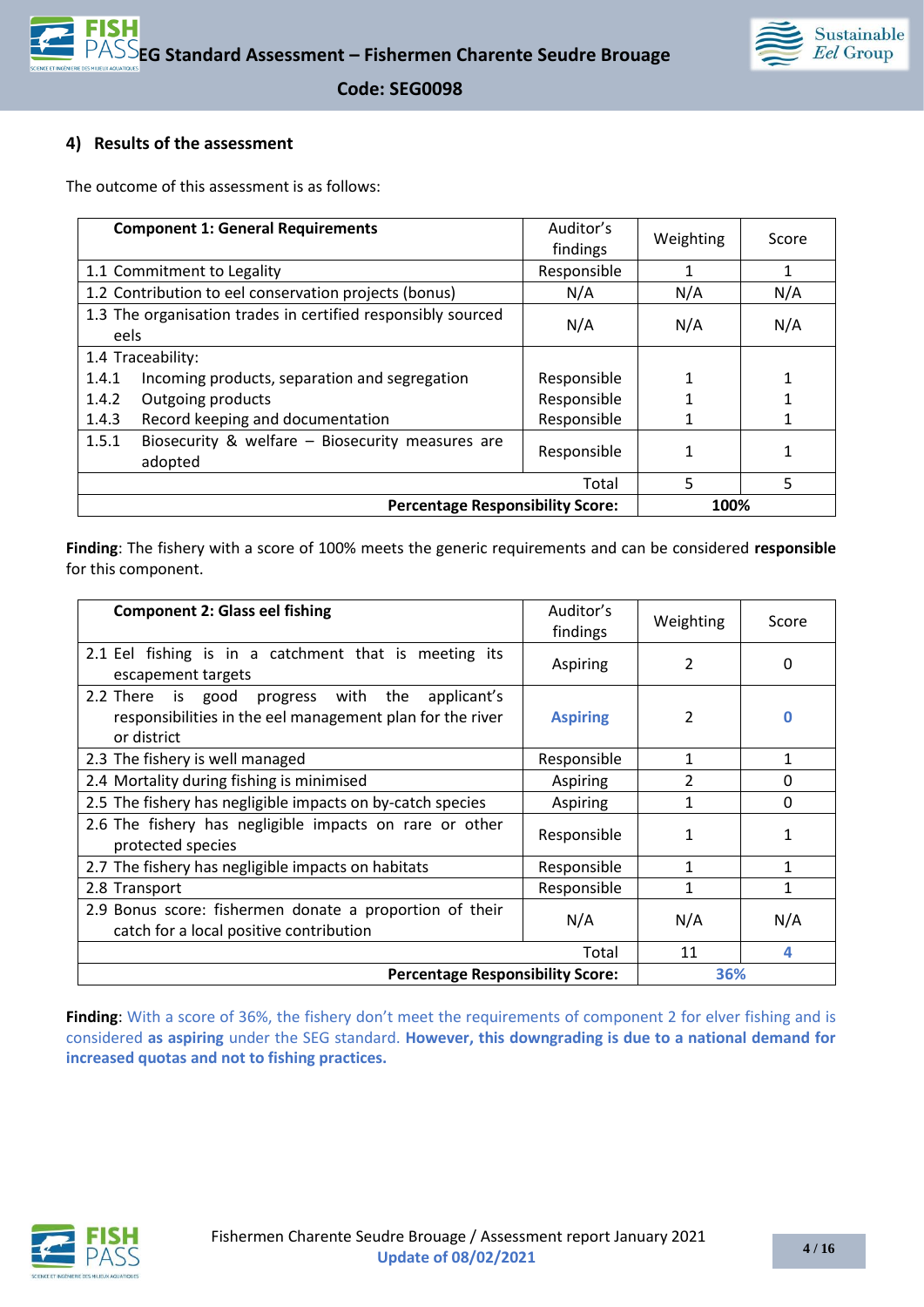## 4) Results of the assessment

The outcome of this assessment is as follows:

| Component 1: General Requirements | Auditor's findings | Weighting | Score |
|---|---|---|---|
| 1.1 Commitment to Legality | Responsible | 1 | 1 |
| 1.2 Contribution to eel conservation projects (bonus) | N/A | N/A | N/A |
| 1.3 The organisation trades in certified responsibly sourced eels | N/A | N/A | N/A |
| 1.4 Traceability: | | | |
| 1.4.1 Incoming products, separation and segregation | Responsible | 1 | 1 |
| 1.4.2 Outgoing products | Responsible | 1 | 1 |
| 1.4.3 Record keeping and documentation | Responsible | 1 | 1 |
| 1.5.1 Biosecurity & welfare – Biosecurity measures are adopted | Responsible | 1 | 1 |
| Total | | 5 | 5 |
| **Percentage Responsibility Score:** | | **100%** | |

**Finding**: The fishery with a score of 100% meets the generic requirements and can be considered **responsible** for this component.

| Component 2: Glass eel fishing | Auditor's findings | Weighting | Score |
|---|---|---|---|
| 2.1 Eel fishing is in a catchment that is meeting its escapement targets | Aspiring | 2 | 0 |
| 2.2 There is good progress with the applicant's responsibilities in the eel management plan for the river or district | **Aspiring** | 2 | **0** |
| 2.3 The fishery is well managed | Responsible | 1 | 1 |
| 2.4 Mortality during fishing is minimised | Aspiring | 2 | 0 |
| 2.5 The fishery has negligible impacts on by-catch species | Aspiring | 1 | 0 |
| 2.6 The fishery has negligible impacts on rare or other protected species | Responsible | 1 | 1 |
| 2.7 The fishery has negligible impacts on habitats | Responsible | 1 | 1 |
| 2.8 Transport | Responsible | 1 | 1 |
| 2.9 Bonus score: fishermen donate a proportion of their catch for a local positive contribution | N/A | N/A | N/A |
| Total | | 11 | **4** |
| **Percentage Responsibility Score:** | | **36%** | |

**Finding**: With a score of 36%, the fishery don't meet the requirements of component 2 for elver fishing and is considered **as aspiring** under the SEG standard. **However, this downgrading is due to a national demand for increased quotas and not to fishing practices.**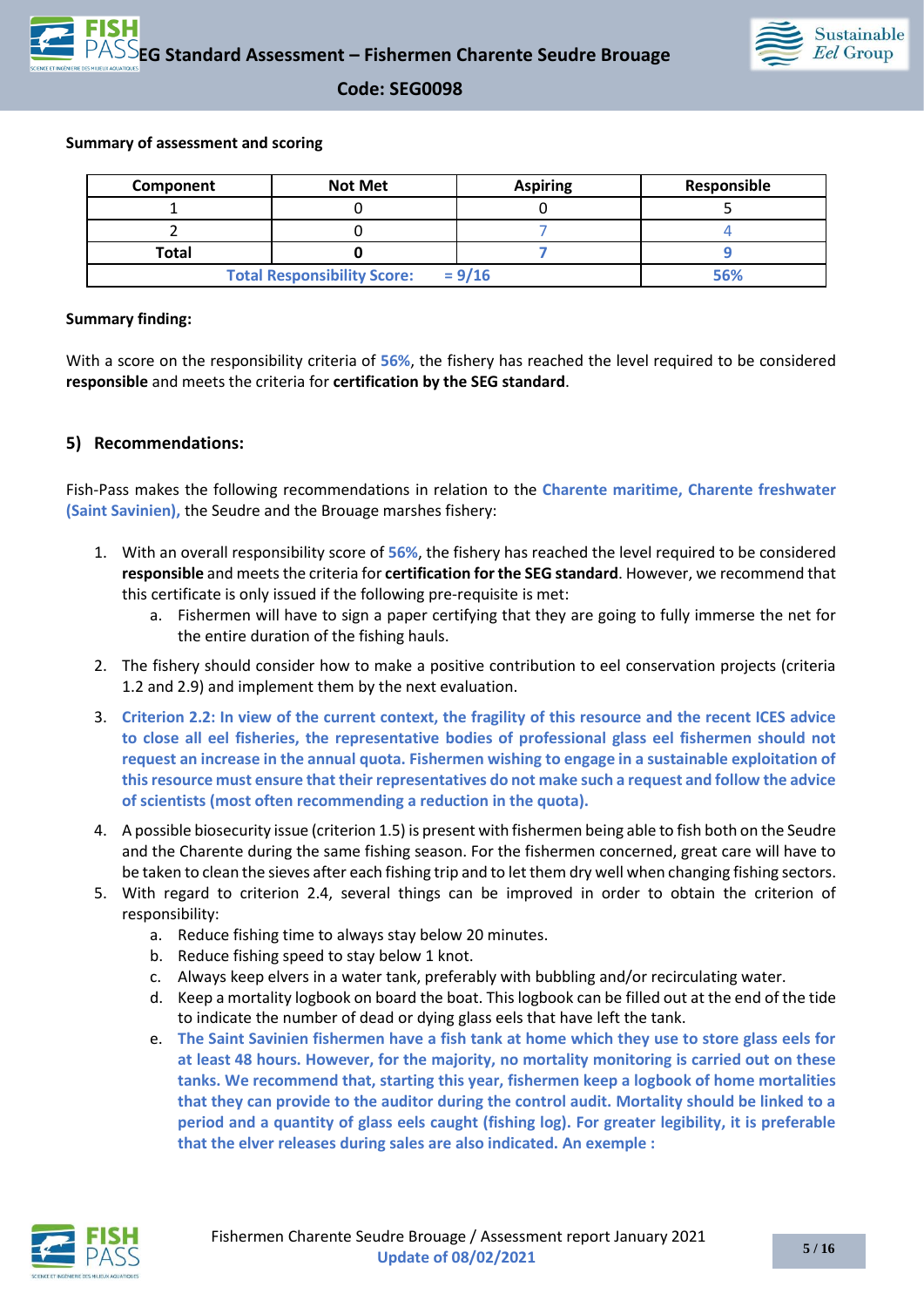**Summary of assessment and scoring**

| Component | Not Met | Aspiring | Responsible |
|---|---|---|---|
| 1 | 0 | 0 | 5 |
| 2 | 0 | 7 | 4 |
| Total | 0 | 7 | 9 |
| Total Responsibility Score: = 9/16 | | | 56% |

**Summary finding:**

With a score on the responsibility criteria of **56%**, the fishery has reached the level required to be considered **responsible** and meets the criteria for **certification by the SEG standard**.

## 5) Recommendations:

Fish-Pass makes the following recommendations in relation to the **Charente maritime, Charente freshwater (Saint Savinien),** the Seudre and the Brouage marshes fishery:

1. With an overall responsibility score of **56%**, the fishery has reached the level required to be considered **responsible** and meets the criteria for **certification for the SEG standard**. However, we recommend that this certificate is only issued if the following pre-requisite is met:
    a. Fishermen will have to sign a paper certifying that they are going to fully immerse the net for the entire duration of the fishing hauls.
2. The fishery should consider how to make a positive contribution to eel conservation projects (criteria 1.2 and 2.9) and implement them by the next evaluation.
3. **Criterion 2.2: In view of the current context, the fragility of this resource and the recent ICES advice to close all eel fisheries, the representative bodies of professional glass eel fishermen should not request an increase in the annual quota. Fishermen wishing to engage in a sustainable exploitation of this resource must ensure that their representatives do not make such a request and follow the advice of scientists (most often recommending a reduction in the quota).**
4. A possible biosecurity issue (criterion 1.5) is present with fishermen being able to fish both on the Seudre and the Charente during the same fishing season. For the fishermen concerned, great care will have to be taken to clean the sieves after each fishing trip and to let them dry well when changing fishing sectors.
5. With regard to criterion 2.4, several things can be improved in order to obtain the criterion of responsibility:
    a. Reduce fishing time to always stay below 20 minutes.
    b. Reduce fishing speed to stay below 1 knot.
    c. Always keep elvers in a water tank, preferably with bubbling and/or recirculating water.
    d. Keep a mortality logbook on board the boat. This logbook can be filled out at the end of the tide to indicate the number of dead or dying glass eels that have left the tank.
    e. **The Saint Savinien fishermen have a fish tank at home which they use to store glass eels for at least 48 hours. However, for the majority, no mortality monitoring is carried out on these tanks. We recommend that, starting this year, fishermen keep a logbook of home mortalities that they can provide to the auditor during the control audit. Mortality should be linked to a period and a quantity of glass eels caught (fishing log). For greater legibility, it is preferable that the elver releases during sales are also indicated. An exemple :**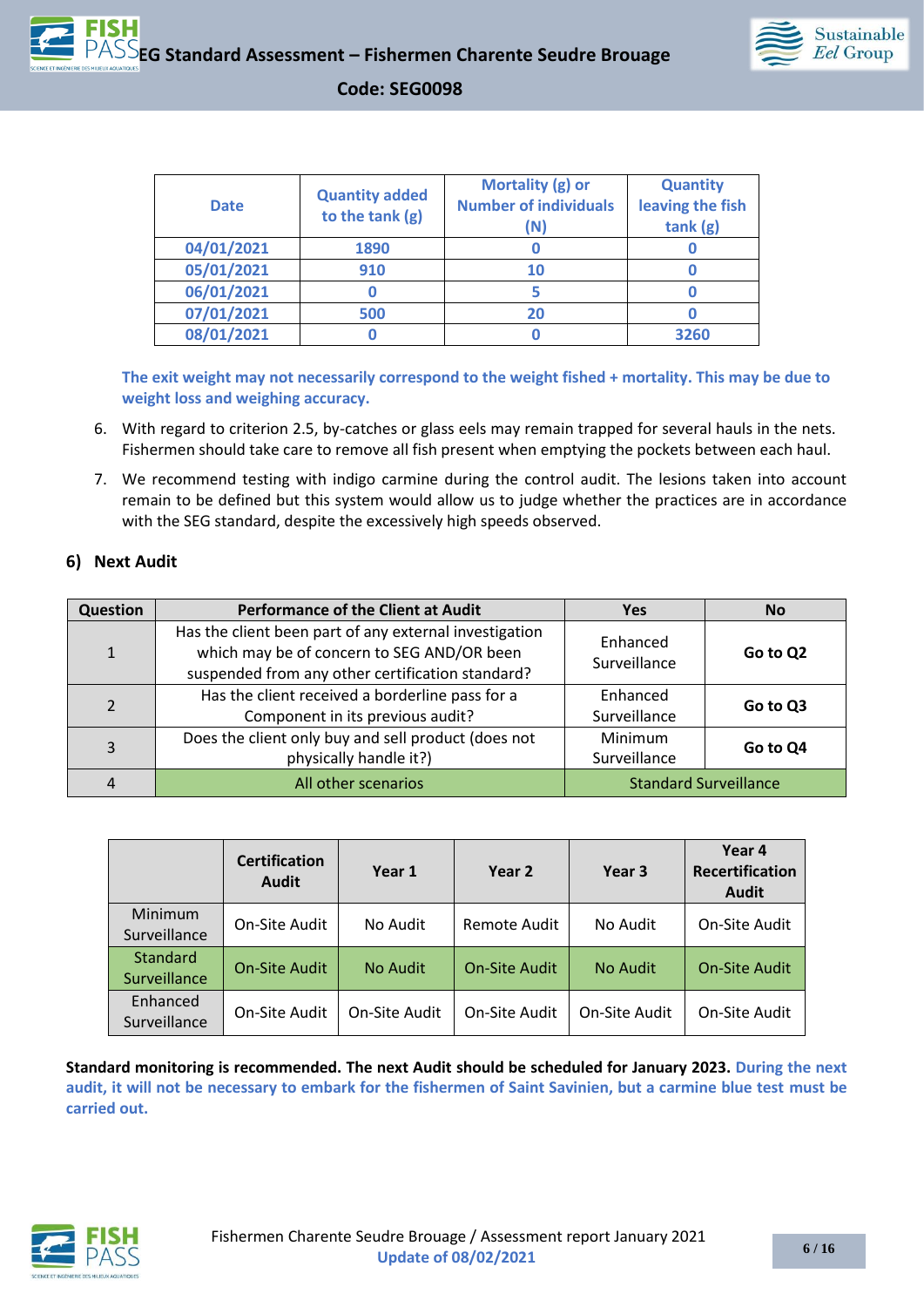| Date | Quantity added to the tank (g) | Mortality (g) or Number of individuals (N) | Quantity leaving the fish tank (g) |
|---|---|---|---|
| 04/01/2021 | 1890 | 0 | 0 |
| 05/01/2021 | 910 | 10 | 0 |
| 06/01/2021 | 0 | 5 | 0 |
| 07/01/2021 | 500 | 20 | 0 |
| 08/01/2021 | 0 | 0 | 3260 |

**The exit weight may not necessarily correspond to the weight fished + mortality. This may be due to weight loss and weighing accuracy.**

6. With regard to criterion 2.5, by-catches or glass eels may remain trapped for several hauls in the nets. Fishermen should take care to remove all fish present when emptying the pockets between each haul.
7. We recommend testing with indigo carmine during the control audit. The lesions taken into account remain to be defined but this system would allow us to judge whether the practices are in accordance with the SEG standard, despite the excessively high speeds observed.

## 6) Next Audit

| Question | Performance of the Client at Audit | Yes | No |
|---|---|---|---|
| 1 | Has the client been part of any external investigation which may be of concern to SEG AND/OR been suspended from any other certification standard? | Enhanced Surveillance | **Go to Q2** |
| 2 | Has the client received a borderline pass for a Component in its previous audit? | Enhanced Surveillance | **Go to Q3** |
| 3 | Does the client only buy and sell product (does not physically handle it?) | Minimum Surveillance | **Go to Q4** |
| 4 | All other scenarios | Standard Surveillance | |

| | Certification Audit | Year 1 | Year 2 | Year 3 | Year 4 Recertification Audit |
|---|---|---|---|---|---|
| Minimum Surveillance | On-Site Audit | No Audit | Remote Audit | No Audit | On-Site Audit |
| Standard Surveillance | On-Site Audit | No Audit | On-Site Audit | No Audit | On-Site Audit |
| Enhanced Surveillance | On-Site Audit | On-Site Audit | On-Site Audit | On-Site Audit | On-Site Audit |

**Standard monitoring is recommended. The next Audit should be scheduled for January 2023. During the next audit, it will not be necessary to embark for the fishermen of Saint Savinien, but a carmine blue test must be carried out.**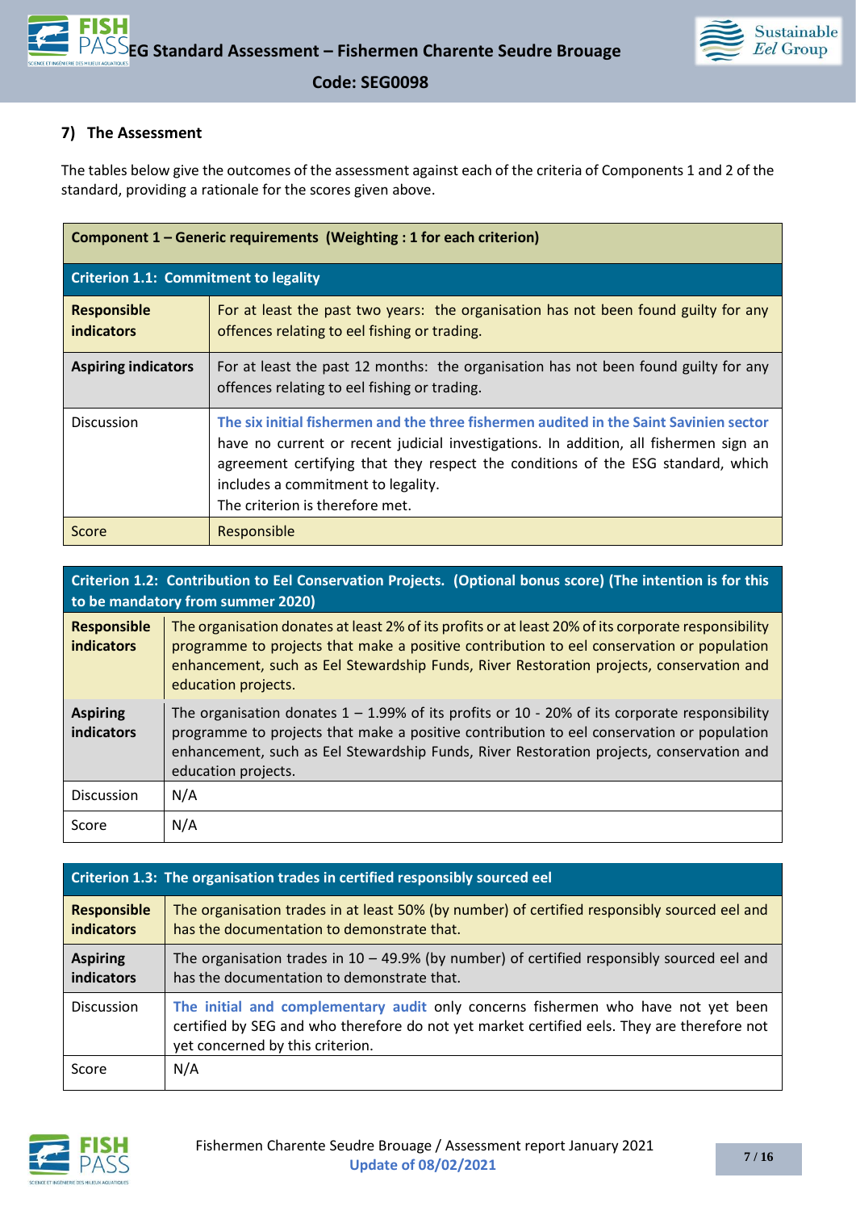## 7) The Assessment

The tables below give the outcomes of the assessment against each of the criteria of Components 1 and 2 of the standard, providing a rationale for the scores given above.

| Component 1 – Generic requirements (Weighting : 1 for each criterion) | |
|---|---|
| **Criterion 1.1: Commitment to legality** | |
| **Responsible indicators** | For at least the past two years: the organisation has not been found guilty for any offences relating to eel fishing or trading. |
| **Aspiring indicators** | For at least the past 12 months: the organisation has not been found guilty for any offences relating to eel fishing or trading. |
| Discussion | **The six initial fishermen and the three fishermen audited in the Saint Savinien sector** have no current or recent judicial investigations. In addition, all fishermen sign an agreement certifying that they respect the conditions of the ESG standard, which includes a commitment to legality.<br>The criterion is therefore met. |
| Score | Responsible |

| **Criterion 1.2: Contribution to Eel Conservation Projects. (Optional bonus score) (The intention is for this to be mandatory from summer 2020)** | |
|---|---|
| **Responsible indicators** | The organisation donates at least 2% of its profits or at least 20% of its corporate responsibility programme to projects that make a positive contribution to eel conservation or population enhancement, such as Eel Stewardship Funds, River Restoration projects, conservation and education projects. |
| **Aspiring indicators** | The organisation donates 1 – 1.99% of its profits or 10 - 20% of its corporate responsibility programme to projects that make a positive contribution to eel conservation or population enhancement, such as Eel Stewardship Funds, River Restoration projects, conservation and education projects. |
| Discussion | N/A |
| Score | N/A |

| **Criterion 1.3: The organisation trades in certified responsibly sourced eel** | |
|---|---|
| **Responsible indicators** | The organisation trades in at least 50% (by number) of certified responsibly sourced eel and has the documentation to demonstrate that. |
| **Aspiring indicators** | The organisation trades in 10 – 49.9% (by number) of certified responsibly sourced eel and has the documentation to demonstrate that. |
| Discussion | **The initial and complementary audit** only concerns fishermen who have not yet been certified by SEG and who therefore do not yet market certified eels. They are therefore not yet concerned by this criterion. |
| Score | N/A |

Fishermen Charente Seudre Brouage / Assessment report January 2021
**Update of 08/02/2021**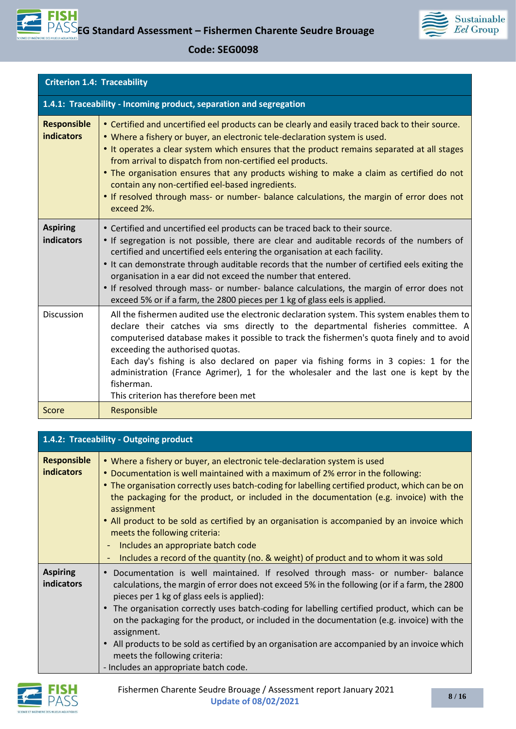| Criterion 1.4: Traceability | |
|---|---|
| **1.4.1: Traceability - Incoming product, separation and segregation** | |
| **Responsible indicators** | • Certified and uncertified eel products can be clearly and easily traced back to their source.<br>• Where a fishery or buyer, an electronic tele-declaration system is used.<br>• It operates a clear system which ensures that the product remains separated at all stages from arrival to dispatch from non-certified eel products.<br>• The organisation ensures that any products wishing to make a claim as certified do not contain any non-certified eel-based ingredients.<br>• If resolved through mass- or number- balance calculations, the margin of error does not exceed 2%. |
| **Aspiring indicators** | • Certified and uncertified eel products can be traced back to their source.<br>• If segregation is not possible, there are clear and auditable records of the numbers of certified and uncertified eels entering the organisation at each facility.<br>• It can demonstrate through auditable records that the number of certified eels exiting the organisation in a ear did not exceed the number that entered.<br>• If resolved through mass- or number- balance calculations, the margin of error does not exceed 5% or if a farm, the 2800 pieces per 1 kg of glass eels is applied. |
| Discussion | All the fishermen audited use the electronic declaration system. This system enables them to declare their catches via sms directly to the departmental fisheries committee. A computerised database makes it possible to track the fishermen's quota finely and to avoid exceeding the authorised quotas.<br>Each day's fishing is also declared on paper via fishing forms in 3 copies: 1 for the administration (France Agrimer), 1 for the wholesaler and the last one is kept by the fisherman.<br>This criterion has therefore been met |
| Score | Responsible |

| 1.4.2: Traceability - Outgoing product | |
|---|---|
| **Responsible indicators** | • Where a fishery or buyer, an electronic tele-declaration system is used<br>• Documentation is well maintained with a maximum of 2% error in the following:<br>• The organisation correctly uses batch-coding for labelling certified product, which can be on the packaging for the product, or included in the documentation (e.g. invoice) with the assignment<br>• All product to be sold as certified by an organisation is accompanied by an invoice which meets the following criteria:<br>- Includes an appropriate batch code<br>- Includes a record of the quantity (no. & weight) of product and to whom it was sold |
| **Aspiring indicators** | • Documentation is well maintained. If resolved through mass- or number- balance calculations, the margin of error does not exceed 5% in the following (or if a farm, the 2800 pieces per 1 kg of glass eels is applied):<br>• The organisation correctly uses batch-coding for labelling certified product, which can be on the packaging for the product, or included in the documentation (e.g. invoice) with the assignment.<br>• All products to be sold as certified by an organisation are accompanied by an invoice which meets the following criteria:<br>- Includes an appropriate batch code. |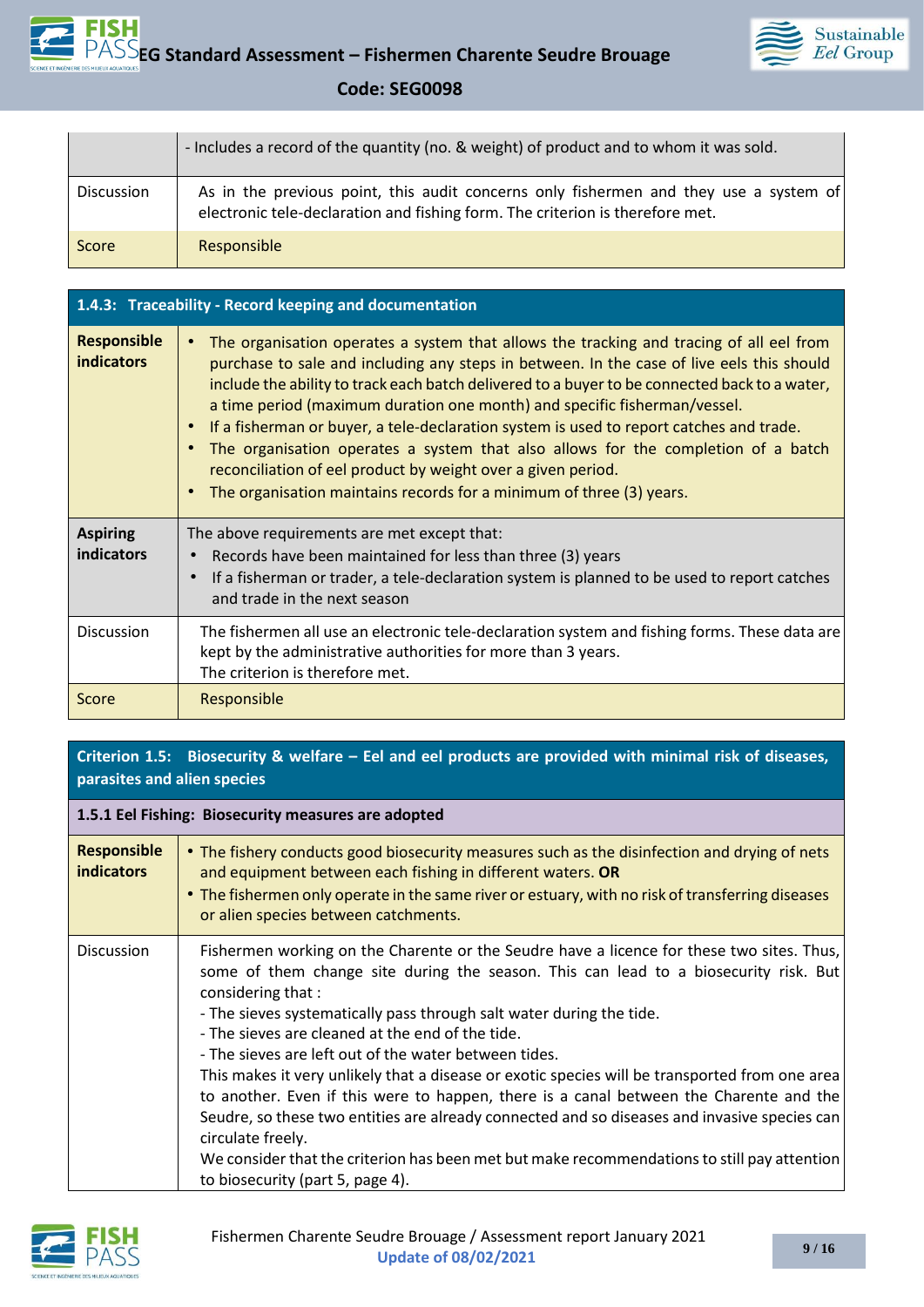| | |
|---|---|
| | - Includes a record of the quantity (no. & weight) of product and to whom it was sold. |
| Discussion | As in the previous point, this audit concerns only fishermen and they use a system of electronic tele-declaration and fishing form. The criterion is therefore met. |
| Score | Responsible |

| **1.4.3: Traceability - Record keeping and documentation** | |
|---|---|
| **Responsible indicators** | • The organisation operates a system that allows the tracking and tracing of all eel from purchase to sale and including any steps in between. In the case of live eels this should include the ability to track each batch delivered to a buyer to be connected back to a water, a time period (maximum duration one month) and specific fisherman/vessel.<br>• If a fisherman or buyer, a tele-declaration system is used to report catches and trade.<br>• The organisation operates a system that also allows for the completion of a batch reconciliation of eel product by weight over a given period.<br>• The organisation maintains records for a minimum of three (3) years. |
| **Aspiring indicators** | The above requirements are met except that:<br>• Records have been maintained for less than three (3) years<br>• If a fisherman or trader, a tele-declaration system is planned to be used to report catches and trade in the next season |
| Discussion | The fishermen all use an electronic tele-declaration system and fishing forms. These data are kept by the administrative authorities for more than 3 years.<br>The criterion is therefore met. |
| Score | Responsible |

| **Criterion 1.5: Biosecurity & welfare – Eel and eel products are provided with minimal risk of diseases, parasites and alien species** | |
|---|---|
| **1.5.1 Eel Fishing: Biosecurity measures are adopted** | |
| **Responsible indicators** | • The fishery conducts good biosecurity measures such as the disinfection and drying of nets and equipment between each fishing in different waters. **OR**<br>• The fishermen only operate in the same river or estuary, with no risk of transferring diseases or alien species between catchments. |
| Discussion | Fishermen working on the Charente or the Seudre have a licence for these two sites. Thus, some of them change site during the season. This can lead to a biosecurity risk. But considering that :<br>- The sieves systematically pass through salt water during the tide.<br>- The sieves are cleaned at the end of the tide.<br>- The sieves are left out of the water between tides.<br>This makes it very unlikely that a disease or exotic species will be transported from one area to another. Even if this were to happen, there is a canal between the Charente and the Seudre, so these two entities are already connected and so diseases and invasive species can circulate freely.<br>We consider that the criterion has been met but make recommendations to still pay attention to biosecurity (part 5, page 4). |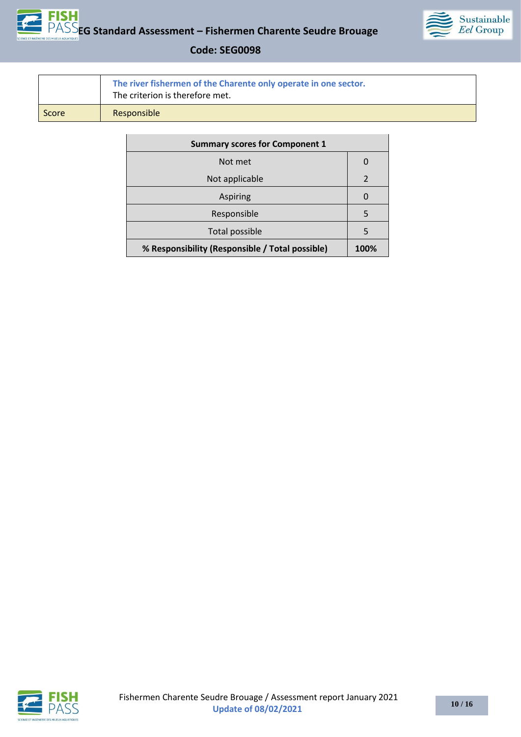| | |
|---|---|
| | **The river fishermen of the Charente only operate in one sector.** The criterion is therefore met. |
| Score | Responsible |

| Summary scores for Component 1 | |
|---|---|
| Not met | 0 |
| Not applicable | 2 |
| Aspiring | 0 |
| Responsible | 5 |
| Total possible | 5 |
| **% Responsibility (Responsible / Total possible)** | **100%** |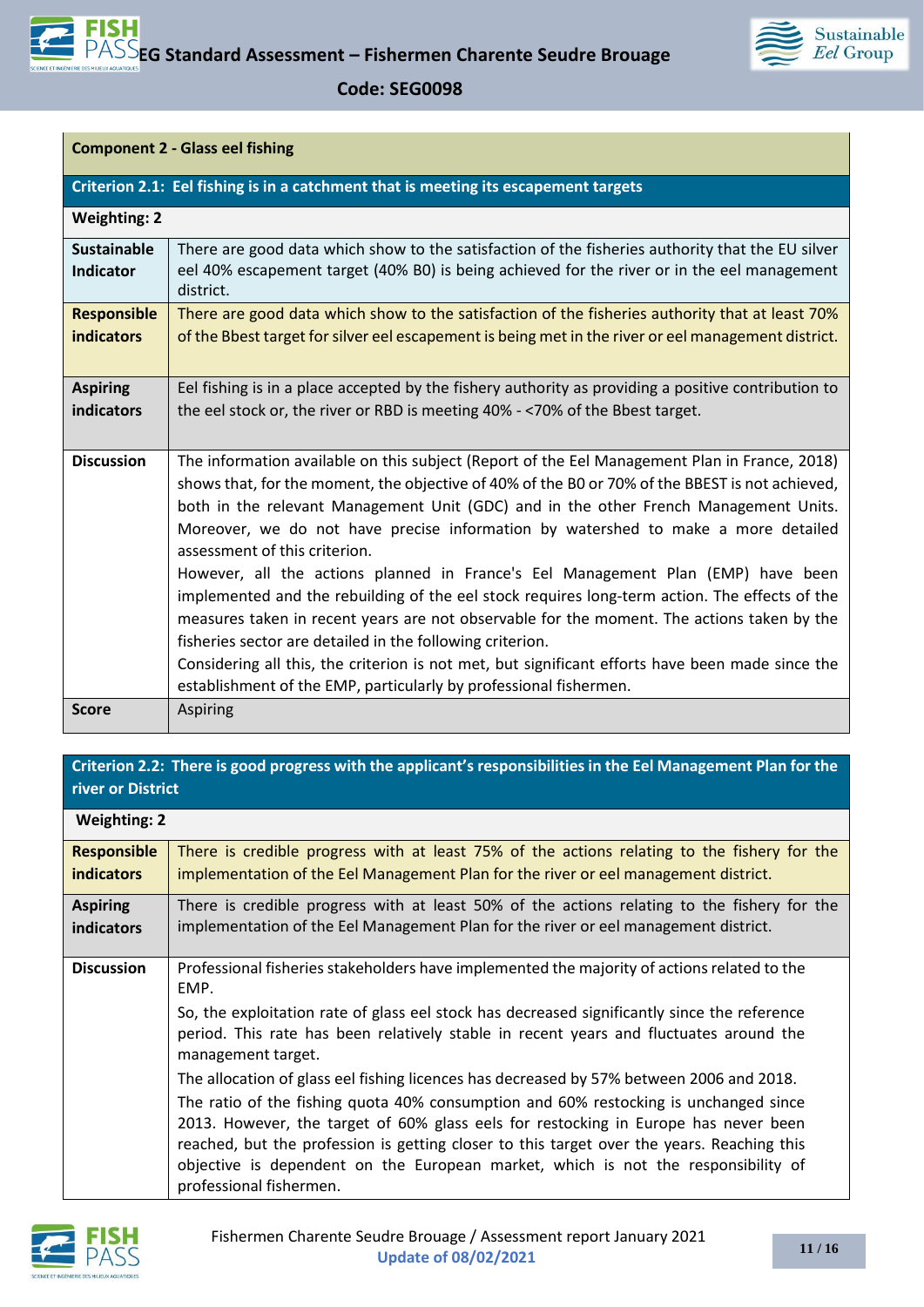| Component 2 - Glass eel fishing | |
|---|---|
| **Criterion 2.1: Eel fishing is in a catchment that is meeting its escapement targets** | |
| **Weighting: 2** | |
| **Sustainable Indicator** | There are good data which show to the satisfaction of the fisheries authority that the EU silver eel 40% escapement target (40% B0) is being achieved for the river or in the eel management district. |
| **Responsible indicators** | There are good data which show to the satisfaction of the fisheries authority that at least 70% of the Bbest target for silver eel escapement is being met in the river or eel management district. |
| **Aspiring indicators** | Eel fishing is in a place accepted by the fishery authority as providing a positive contribution to the eel stock or, the river or RBD is meeting 40% - <70% of the Bbest target. |
| **Discussion** | The information available on this subject (Report of the Eel Management Plan in France, 2018) shows that, for the moment, the objective of 40% of the B0 or 70% of the BBEST is not achieved, both in the relevant Management Unit (GDC) and in the other French Management Units. Moreover, we do not have precise information by watershed to make a more detailed assessment of this criterion.<br>However, all the actions planned in France's Eel Management Plan (EMP) have been implemented and the rebuilding of the eel stock requires long-term action. The effects of the measures taken in recent years are not observable for the moment. The actions taken by the fisheries sector are detailed in the following criterion.<br>Considering all this, the criterion is not met, but significant efforts have been made since the establishment of the EMP, particularly by professional fishermen. |
| **Score** | Aspiring |

| Criterion 2.2: There is good progress with the applicant's responsibilities in the Eel Management Plan for the river or District | |
|---|---|
| **Weighting: 2** | |
| **Responsible indicators** | There is credible progress with at least 75% of the actions relating to the fishery for the implementation of the Eel Management Plan for the river or eel management district. |
| **Aspiring indicators** | There is credible progress with at least 50% of the actions relating to the fishery for the implementation of the Eel Management Plan for the river or eel management district. |
| **Discussion** | Professional fisheries stakeholders have implemented the majority of actions related to the EMP.<br>So, the exploitation rate of glass eel stock has decreased significantly since the reference period. This rate has been relatively stable in recent years and fluctuates around the management target.<br>The allocation of glass eel fishing licences has decreased by 57% between 2006 and 2018.<br>The ratio of the fishing quota 40% consumption and 60% restocking is unchanged since 2013. However, the target of 60% glass eels for restocking in Europe has never been reached, but the profession is getting closer to this target over the years. Reaching this objective is dependent on the European market, which is not the responsibility of professional fishermen. |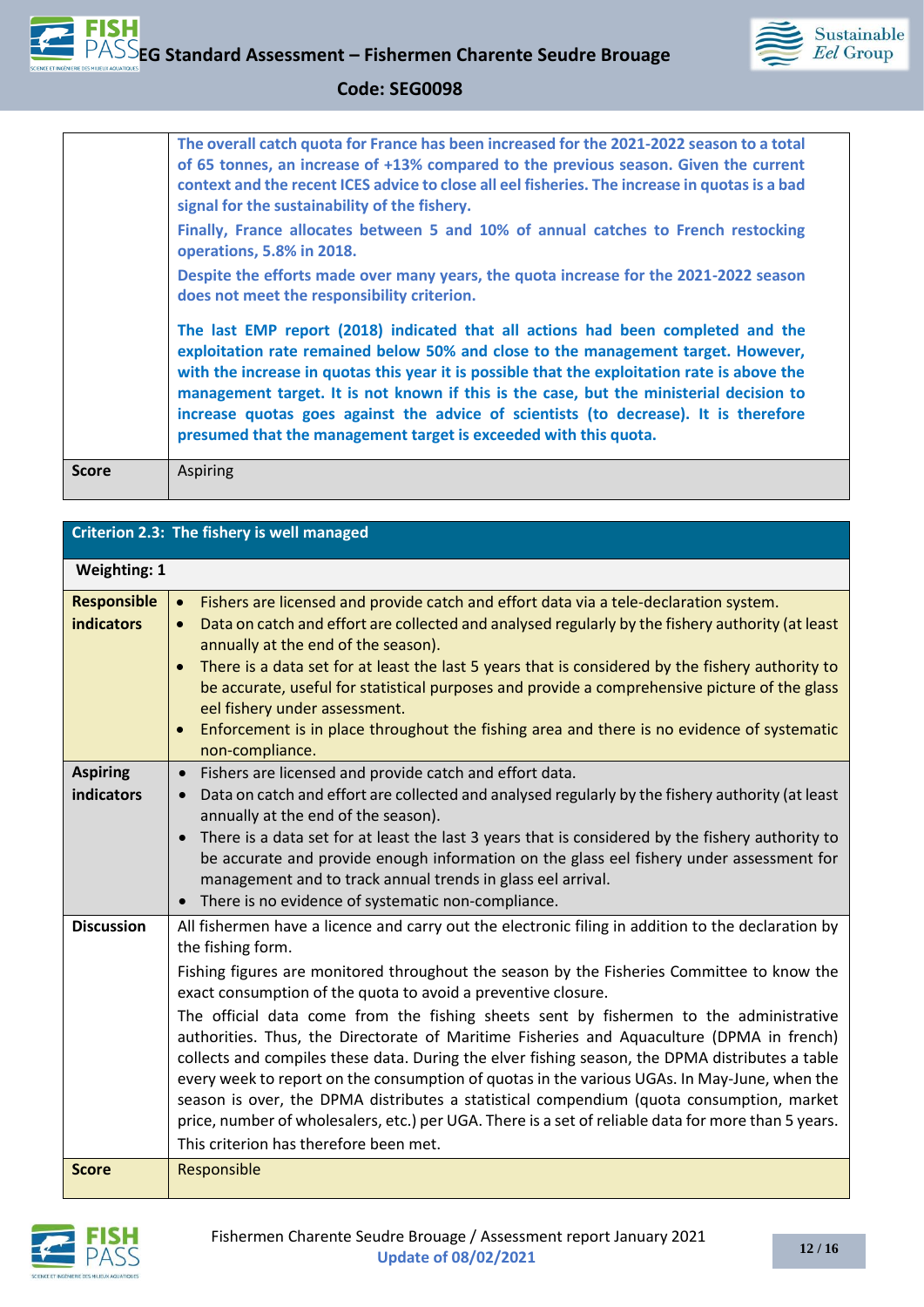| | |
|---|---|
| | **The overall catch quota for France has been increased for the 2021-2022 season to a total of 65 tonnes, an increase of +13% compared to the previous season. Given the current context and the recent ICES advice to close all eel fisheries. The increase in quotas is a bad signal for the sustainability of the fishery.** **Finally, France allocates between 5 and 10% of annual catches to French restocking operations, 5.8% in 2018.** **Despite the efforts made over many years, the quota increase for the 2021-2022 season does not meet the responsibility criterion.** **The last EMP report (2018) indicated that all actions had been completed and the exploitation rate remained below 50% and close to the management target. However, with the increase in quotas this year it is possible that the exploitation rate is above the management target. It is not known if this is the case, but the ministerial decision to increase quotas goes against the advice of scientists (to decrease). It is therefore presumed that the management target is exceeded with this quota.** |
| **Score** | Aspiring |

| **Criterion 2.3: The fishery is well managed** | |
|---|---|
| **Weighting: 1** | |
| **Responsible indicators** | • Fishers are licensed and provide catch and effort data via a tele-declaration system. • Data on catch and effort are collected and analysed regularly by the fishery authority (at least annually at the end of the season). • There is a data set for at least the last 5 years that is considered by the fishery authority to be accurate, useful for statistical purposes and provide a comprehensive picture of the glass eel fishery under assessment. • Enforcement is in place throughout the fishing area and there is no evidence of systematic non-compliance. |
| **Aspiring indicators** | • Fishers are licensed and provide catch and effort data. • Data on catch and effort are collected and analysed regularly by the fishery authority (at least annually at the end of the season). • There is a data set for at least the last 3 years that is considered by the fishery authority to be accurate and provide enough information on the glass eel fishery under assessment for management and to track annual trends in glass eel arrival. • There is no evidence of systematic non-compliance. |
| **Discussion** | All fishermen have a licence and carry out the electronic filing in addition to the declaration by the fishing form. Fishing figures are monitored throughout the season by the Fisheries Committee to know the exact consumption of the quota to avoid a preventive closure. The official data come from the fishing sheets sent by fishermen to the administrative authorities. Thus, the Directorate of Maritime Fisheries and Aquaculture (DPMA in french) collects and compiles these data. During the elver fishing season, the DPMA distributes a table every week to report on the consumption of quotas in the various UGAs. In May-June, when the season is over, the DPMA distributes a statistical compendium (quota consumption, market price, number of wholesalers, etc.) per UGA. There is a set of reliable data for more than 5 years. This criterion has therefore been met. |
| **Score** | Responsible |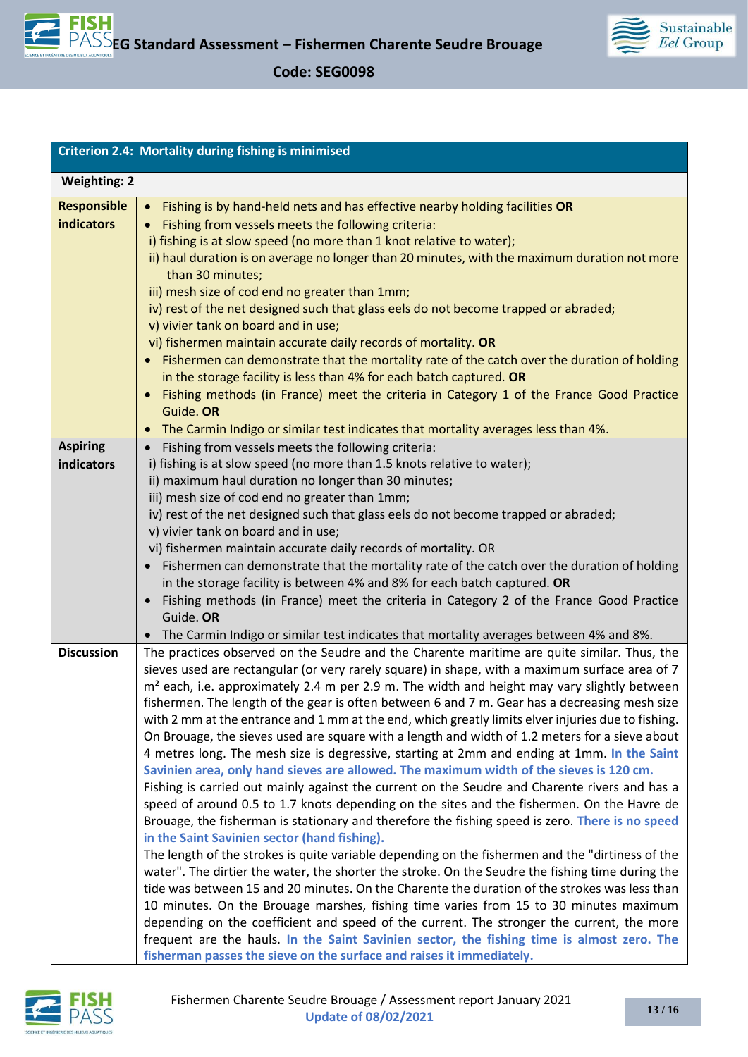| **Criterion 2.4: Mortality during fishing is minimised** | |
|---|---|
| **Weighting: 2** | |
| **Responsible indicators** | • Fishing is by hand-held nets and has effective nearby holding facilities **OR**<br>• Fishing from vessels meets the following criteria:<br>i) fishing is at slow speed (no more than 1 knot relative to water);<br>ii) haul duration is on average no longer than 20 minutes, with the maximum duration not more than 30 minutes;<br>iii) mesh size of cod end no greater than 1mm;<br>iv) rest of the net designed such that glass eels do not become trapped or abraded;<br>v) vivier tank on board and in use;<br>vi) fishermen maintain accurate daily records of mortality. **OR**<br>• Fishermen can demonstrate that the mortality rate of the catch over the duration of holding in the storage facility is less than 4% for each batch captured. **OR**<br>• Fishing methods (in France) meet the criteria in Category 1 of the France Good Practice Guide. **OR**<br>• The Carmin Indigo or similar test indicates that mortality averages less than 4%. |
| **Aspiring indicators** | • Fishing from vessels meets the following criteria:<br>i) fishing is at slow speed (no more than 1.5 knots relative to water);<br>ii) maximum haul duration no longer than 30 minutes;<br>iii) mesh size of cod end no greater than 1mm;<br>iv) rest of the net designed such that glass eels do not become trapped or abraded;<br>v) vivier tank on board and in use;<br>vi) fishermen maintain accurate daily records of mortality. OR<br>• Fishermen can demonstrate that the mortality rate of the catch over the duration of holding in the storage facility is between 4% and 8% for each batch captured. **OR**<br>• Fishing methods (in France) meet the criteria in Category 2 of the France Good Practice Guide. **OR**<br>• The Carmin Indigo or similar test indicates that mortality averages between 4% and 8%. |
| **Discussion** | The practices observed on the Seudre and the Charente maritime are quite similar. Thus, the sieves used are rectangular (or very rarely square) in shape, with a maximum surface area of 7 m² each, i.e. approximately 2.4 m per 2.9 m. The width and height may vary slightly between fishermen. The length of the gear is often between 6 and 7 m. Gear has a decreasing mesh size with 2 mm at the entrance and 1 mm at the end, which greatly limits elver injuries due to fishing. On Brouage, the sieves used are square with a length and width of 1.2 meters for a sieve about 4 metres long. The mesh size is degressive, starting at 2mm and ending at 1mm. **In the Saint Savinien area, only hand sieves are allowed. The maximum width of the sieves is 120 cm.**<br>Fishing is carried out mainly against the current on the Seudre and Charente rivers and has a speed of around 0.5 to 1.7 knots depending on the sites and the fishermen. On the Havre de Brouage, the fisherman is stationary and therefore the fishing speed is zero. **There is no speed in the Saint Savinien sector (hand fishing).**<br>The length of the strokes is quite variable depending on the fishermen and the "dirtiness of the water". The dirtier the water, the shorter the stroke. On the Seudre the fishing time during the tide was between 15 and 20 minutes. On the Charente the duration of the strokes was less than 10 minutes. On the Brouage marshes, fishing time varies from 15 to 30 minutes maximum depending on the coefficient and speed of the current. The stronger the current, the more frequent are the hauls. **In the Saint Savinien sector, the fishing time is almost zero. The fisherman passes the sieve on the surface and raises it immediately.** |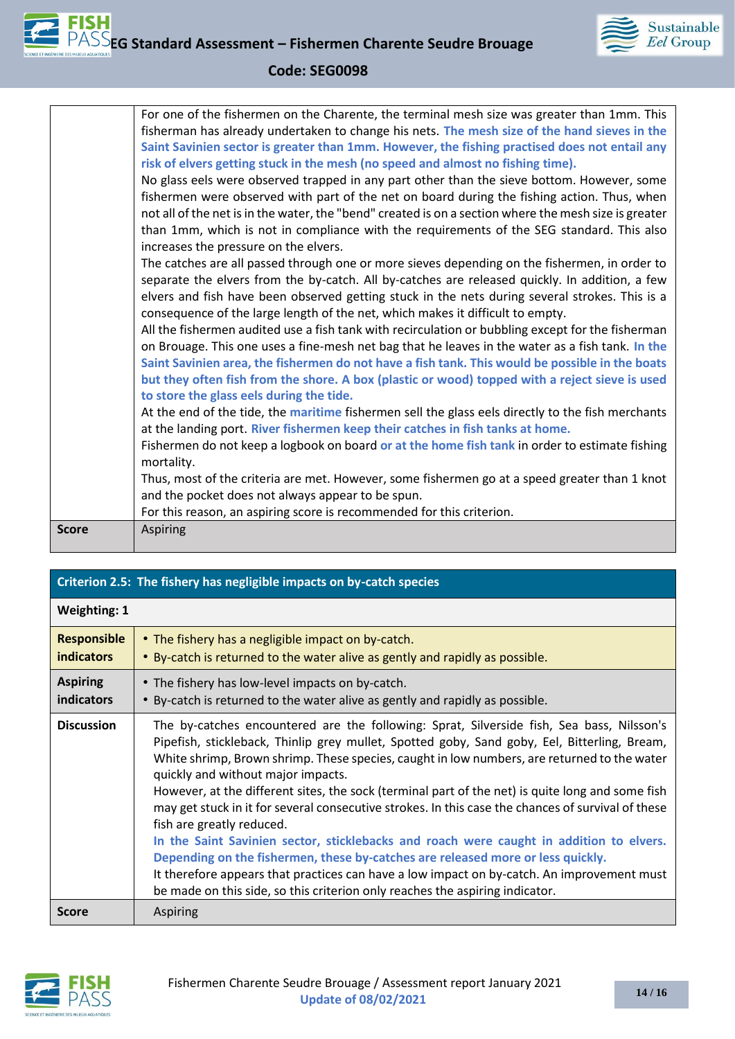| | |
|---|---|
| | For one of the fishermen on the Charente, the terminal mesh size was greater than 1mm. This fisherman has already undertaken to change his nets. **The mesh size of the hand sieves in the Saint Savinien sector is greater than 1mm. However, the fishing practised does not entail any risk of elvers getting stuck in the mesh (no speed and almost no fishing time).**<br>No glass eels were observed trapped in any part other than the sieve bottom. However, some fishermen were observed with part of the net on board during the fishing action. Thus, when not all of the net is in the water, the "bend" created is on a section where the mesh size is greater than 1mm, which is not in compliance with the requirements of the SEG standard. This also increases the pressure on the elvers.<br>The catches are all passed through one or more sieves depending on the fishermen, in order to separate the elvers from the by-catch. All by-catches are released quickly. In addition, a few elvers and fish have been observed getting stuck in the nets during several strokes. This is a consequence of the large length of the net, which makes it difficult to empty.<br>All the fishermen audited use a fish tank with recirculation or bubbling except for the fisherman on Brouage. This one uses a fine-mesh net bag that he leaves in the water as a fish tank. **In the Saint Savinien area, the fishermen do not have a fish tank. This would be possible in the boats but they often fish from the shore. A box (plastic or wood) topped with a reject sieve is used to store the glass eels during the tide.**<br>At the end of the tide, the **maritime** fishermen sell the glass eels directly to the fish merchants at the landing port. **River fishermen keep their catches in fish tanks at home.**<br>Fishermen do not keep a logbook on board **or at the home fish tank** in order to estimate fishing mortality.<br>Thus, most of the criteria are met. However, some fishermen go at a speed greater than 1 knot and the pocket does not always appear to be spun.<br>For this reason, an aspiring score is recommended for this criterion. |
| **Score** | Aspiring |

| **Criterion 2.5: The fishery has negligible impacts on by-catch species** | |
|---|---|
| **Weighting: 1** | |
| **Responsible indicators** | • The fishery has a negligible impact on by-catch.<br>• By-catch is returned to the water alive as gently and rapidly as possible. |
| **Aspiring indicators** | • The fishery has low-level impacts on by-catch.<br>• By-catch is returned to the water alive as gently and rapidly as possible. |
| **Discussion** | The by-catches encountered are the following: Sprat, Silverside fish, Sea bass, Nilsson's Pipefish, stickleback, Thinlip grey mullet, Spotted goby, Sand goby, Eel, Bitterling, Bream, White shrimp, Brown shrimp. These species, caught in low numbers, are returned to the water quickly and without major impacts.<br>However, at the different sites, the sock (terminal part of the net) is quite long and some fish may get stuck in it for several consecutive strokes. In this case the chances of survival of these fish are greatly reduced.<br>**In the Saint Savinien sector, sticklebacks and roach were caught in addition to elvers. Depending on the fishermen, these by-catches are released more or less quickly.**<br>It therefore appears that practices can have a low impact on by-catch. An improvement must be made on this side, so this criterion only reaches the aspiring indicator. |
| **Score** | Aspiring |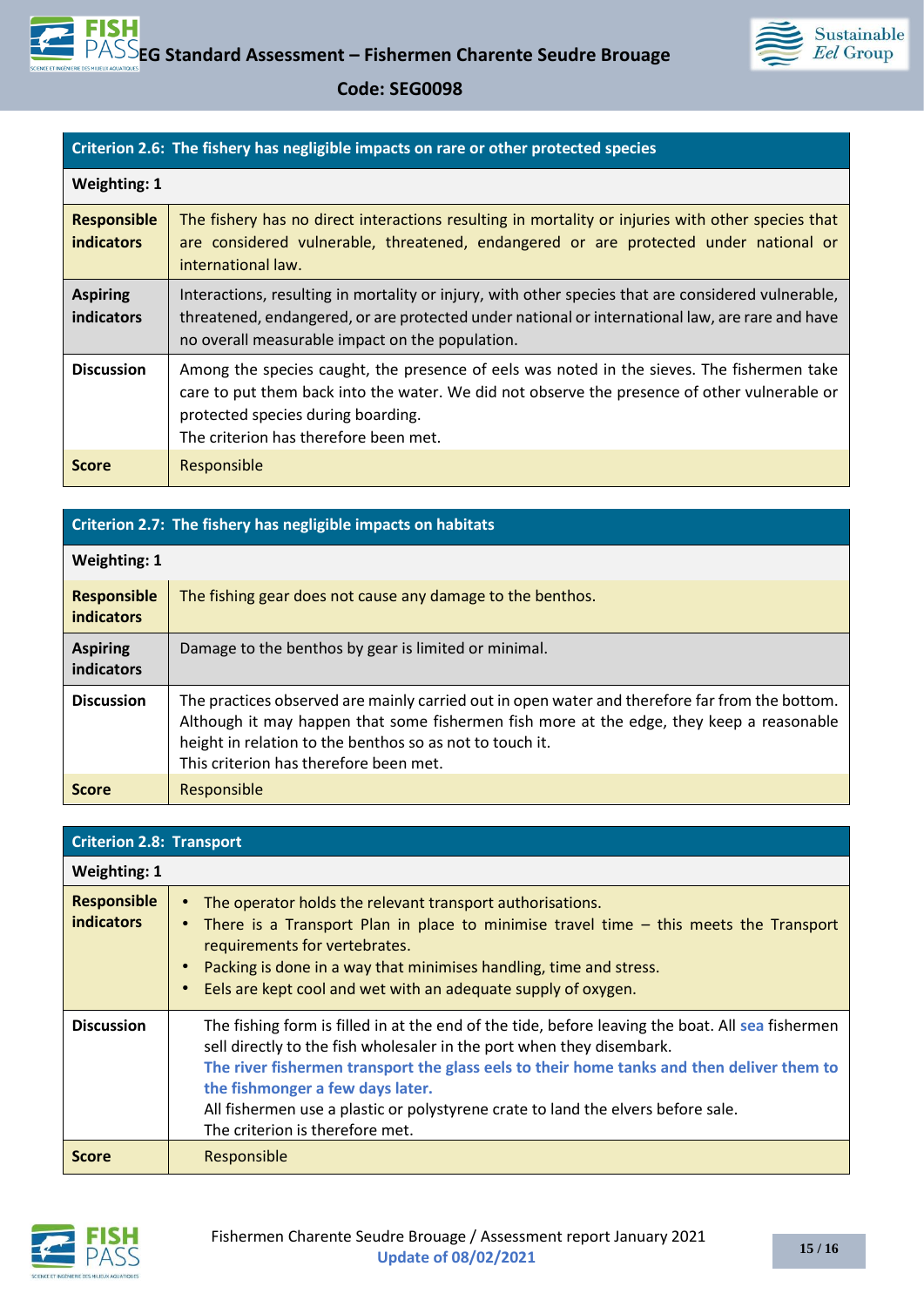| Criterion 2.6: The fishery has negligible impacts on rare or other protected species | |
|---|---|
| **Weighting: 1** | |
| **Responsible indicators** | The fishery has no direct interactions resulting in mortality or injuries with other species that are considered vulnerable, threatened, endangered or are protected under national or international law. |
| **Aspiring indicators** | Interactions, resulting in mortality or injury, with other species that are considered vulnerable, threatened, endangered, or are protected under national or international law, are rare and have no overall measurable impact on the population. |
| **Discussion** | Among the species caught, the presence of eels was noted in the sieves. The fishermen take care to put them back into the water. We did not observe the presence of other vulnerable or protected species during boarding.<br>The criterion has therefore been met. |
| **Score** | Responsible |

| Criterion 2.7: The fishery has negligible impacts on habitats | |
|---|---|
| **Weighting: 1** | |
| **Responsible indicators** | The fishing gear does not cause any damage to the benthos. |
| **Aspiring indicators** | Damage to the benthos by gear is limited or minimal. |
| **Discussion** | The practices observed are mainly carried out in open water and therefore far from the bottom. Although it may happen that some fishermen fish more at the edge, they keep a reasonable height in relation to the benthos so as not to touch it.<br>This criterion has therefore been met. |
| **Score** | Responsible |

| Criterion 2.8: Transport | |
|---|---|
| **Weighting: 1** | |
| **Responsible indicators** | • The operator holds the relevant transport authorisations.<br>• There is a Transport Plan in place to minimise travel time – this meets the Transport requirements for vertebrates.<br>• Packing is done in a way that minimises handling, time and stress.<br>• Eels are kept cool and wet with an adequate supply of oxygen. |
| **Discussion** | The fishing form is filled in at the end of the tide, before leaving the boat. All sea fishermen sell directly to the fish wholesaler in the port when they disembark.<br>**The river fishermen transport the glass eels to their home tanks and then deliver them to the fishmonger a few days later.**<br>All fishermen use a plastic or polystyrene crate to land the elvers before sale.<br>The criterion is therefore met. |
| **Score** | Responsible |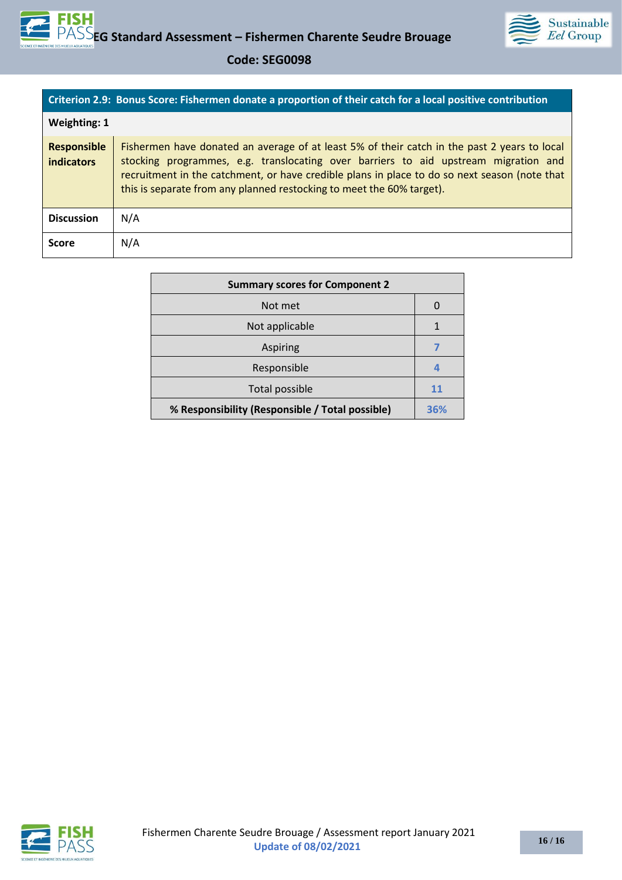| Criterion 2.9: Bonus Score: Fishermen donate a proportion of their catch for a local positive contribution | |
|---|---|
| **Weighting: 1** | |
| **Responsible indicators** | Fishermen have donated an average of at least 5% of their catch in the past 2 years to local stocking programmes, e.g. translocating over barriers to aid upstream migration and recruitment in the catchment, or have credible plans in place to do so next season (note that this is separate from any planned restocking to meet the 60% target). |
| **Discussion** | N/A |
| **Score** | N/A |

| Summary scores for Component 2 | |
|---|---|
| Not met | 0 |
| Not applicable | 1 |
| Aspiring | 7 |
| Responsible | 4 |
| Total possible | 11 |
| **% Responsibility (Responsible / Total possible)** | 36% |